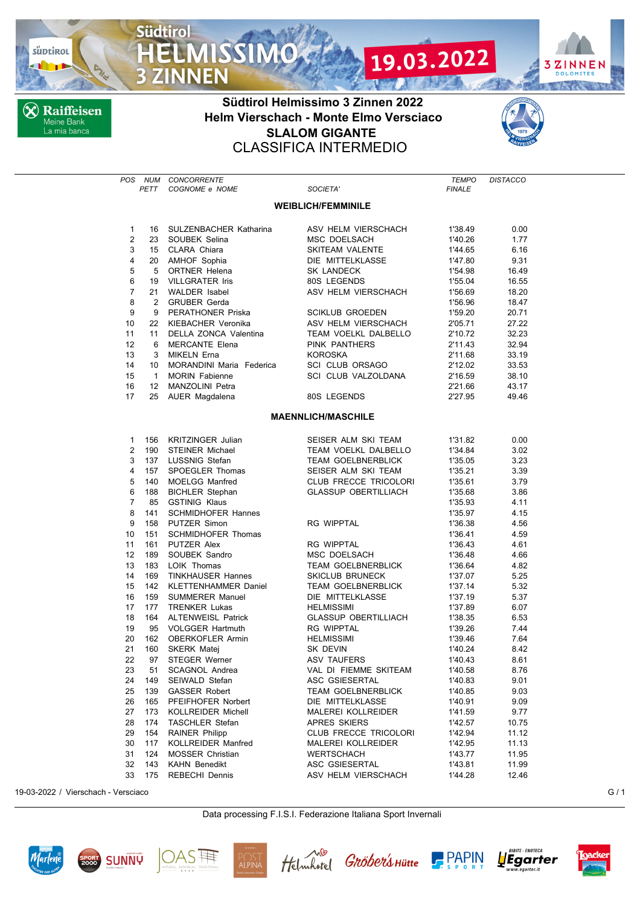# Südtirol Helmissimo 3 Zinnen 2022

## Helm Vierschach - Monte Elmo Versciaco

## SLALOM GIGANTE

## CLASSIFICA INTERMEDIO

### WEIBLICH/FEMMINILE

| POS | NUM PETT | CONCORRENTE COGNOME e NOME | SOCIETA' | TEMPO FINALE | DISTACCO |
|---|---|---|---|---|---|
| 1 | 16 | SULZENBACHER Katharina | ASV HELM VIERSCHACH | 1'38.49 | 0.00 |
| 2 | 23 | SOUBEK Selina | MSC DOELSACH | 1'40.26 | 1.77 |
| 3 | 15 | CLARA Chiara | SKITEAM VALENTE | 1'44.65 | 6.16 |
| 4 | 20 | AMHOF Sophia | DIE MITTELKLASSE | 1'47.80 | 9.31 |
| 5 | 5 | ORTNER Helena | SK LANDECK | 1'54.98 | 16.49 |
| 6 | 19 | VILLGRATER Iris | 80S LEGENDS | 1'55.04 | 16.55 |
| 7 | 21 | WALDER Isabel | ASV HELM VIERSCHACH | 1'56.69 | 18.20 |
| 8 | 2 | GRUBER Gerda | | 1'56.96 | 18.47 |
| 9 | 9 | PERATHONER Priska | SCIKLUB GROEDEN | 1'59.20 | 20.71 |
| 10 | 22 | KIEBACHER Veronika | ASV HELM VIERSCHACH | 2'05.71 | 27.22 |
| 11 | 11 | DELLA ZONCA Valentina | TEAM VOELKL DALBELLO | 2'10.72 | 32.23 |
| 12 | 6 | MERCANTE Elena | PINK PANTHERS | 2'11.43 | 32.94 |
| 13 | 3 | MIKELN Erna | KOROSKA | 2'11.68 | 33.19 |
| 14 | 10 | MORANDINI Maria Federica | SCI CLUB ORSAGO | 2'12.02 | 33.53 |
| 15 | 1 | MORIN Fabienne | SCI CLUB VALZOLDANA | 2'16.59 | 38.10 |
| 16 | 12 | MANZOLINI Petra | | 2'21.66 | 43.17 |
| 17 | 25 | AUER Magdalena | 80S LEGENDS | 2'27.95 | 49.46 |

### MAENNLICH/MASCHILE

| POS | NUM PETT | CONCORRENTE COGNOME e NOME | SOCIETA' | TEMPO FINALE | DISTACCO |
|---|---|---|---|---|---|
| 1 | 156 | KRITZINGER Julian | SEISER ALM SKI TEAM | 1'31.82 | 0.00 |
| 2 | 190 | STEINER Michael | TEAM VOELKL DALBELLO | 1'34.84 | 3.02 |
| 3 | 137 | LUSSNIG Stefan | TEAM GOELBNERBLICK | 1'35.05 | 3.23 |
| 4 | 157 | SPOEGLER Thomas | SEISER ALM SKI TEAM | 1'35.21 | 3.39 |
| 5 | 140 | MOELGG Manfred | CLUB FRECCE TRICOLORI | 1'35.61 | 3.79 |
| 6 | 188 | BICHLER Stephan | GLASSUP OBERTILLIACH | 1'35.68 | 3.86 |
| 7 | 85 | GSTINIG Klaus | | 1'35.93 | 4.11 |
| 8 | 141 | SCHMIDHOFER Hannes | | 1'35.97 | 4.15 |
| 9 | 158 | PUTZER Simon | RG WIPPTAL | 1'36.38 | 4.56 |
| 10 | 151 | SCHMIDHOFER Thomas | | 1'36.41 | 4.59 |
| 11 | 161 | PUTZER Alex | RG WIPPTAL | 1'36.43 | 4.61 |
| 12 | 189 | SOUBEK Sandro | MSC DOELSACH | 1'36.48 | 4.66 |
| 13 | 183 | LOIK Thomas | TEAM GOELBNERBLICK | 1'36.64 | 4.82 |
| 14 | 169 | TINKHAUSER Hannes | SKICLUB BRUNECK | 1'37.07 | 5.25 |
| 15 | 142 | KLETTENHAMMER Daniel | TEAM GOELBNERBLICK | 1'37.14 | 5.32 |
| 16 | 159 | SUMMERER Manuel | DIE MITTELKLASSE | 1'37.19 | 5.37 |
| 17 | 177 | TRENKER Lukas | HELMISSIMI | 1'37.89 | 6.07 |
| 18 | 164 | ALTENWEISL Patrick | GLASSUP OBERTILLIACH | 1'38.35 | 6.53 |
| 19 | 95 | VOLGGER Hartmuth | RG WIPPTAL | 1'39.26 | 7.44 |
| 20 | 162 | OBERKOFLER Armin | HELMISSIMI | 1'39.46 | 7.64 |
| 21 | 160 | SKERK Matej | SK DEVIN | 1'40.24 | 8.42 |
| 22 | 97 | STEGER Werner | ASV TAUFERS | 1'40.43 | 8.61 |
| 23 | 51 | SCAGNOL Andrea | VAL DI FIEMME SKITEAM | 1'40.58 | 8.76 |
| 24 | 149 | SEIWALD Stefan | ASC GSIESERTAL | 1'40.83 | 9.01 |
| 25 | 139 | GASSER Robert | TEAM GOELBNERBLICK | 1'40.85 | 9.03 |
| 26 | 165 | PFEIFHOFER Norbert | DIE MITTELKLASSE | 1'40.91 | 9.09 |
| 27 | 173 | KOLLREIDER Michell | MALEREI KOLLREIDER | 1'41.59 | 9.77 |
| 28 | 174 | TASCHLER Stefan | APRES SKIERS | 1'42.57 | 10.75 |
| 29 | 154 | RAINER Philipp | CLUB FRECCE TRICOLORI | 1'42.94 | 11.12 |
| 30 | 117 | KOLLREIDER Manfred | MALEREI KOLLREIDER | 1'42.95 | 11.13 |
| 31 | 124 | MOSSER Christian | WERTSCHACH | 1'43.77 | 11.95 |
| 32 | 143 | KAHN Benedikt | ASC GSIESERTAL | 1'43.81 | 11.99 |
| 33 | 175 | REBECHI Dennis | ASV HELM VIERSCHACH | 1'44.28 | 12.46 |

19-03-2022 / Vierschach - Versciaco

Data processing F.I.S.I. Federazione Italiana Sport Invernali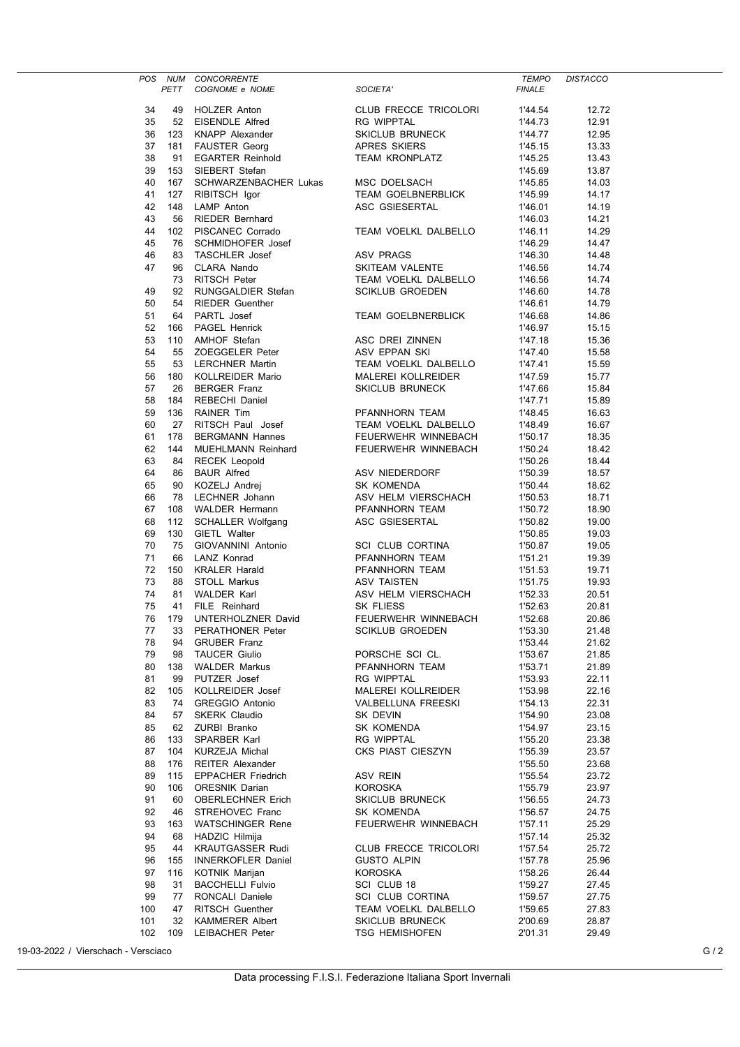| POS | NUM PETT | CONCORRENTE COGNOME e NOME | SOCIETA' | TEMPO FINALE | DISTACCO |
|---|---|---|---|---|---|
| 34 | 49 | HOLZER Anton | CLUB FRECCE TRICOLORI | 1'44.54 | 12.72 |
| 35 | 52 | EISENDLE Alfred | RG WIPPTAL | 1'44.73 | 12.91 |
| 36 | 123 | KNAPP Alexander | SKICLUB BRUNECK | 1'44.77 | 12.95 |
| 37 | 181 | FAUSTER Georg | APRES SKIERS | 1'45.15 | 13.33 |
| 38 | 91 | EGARTER Reinhold | TEAM KRONPLATZ | 1'45.25 | 13.43 |
| 39 | 153 | SIEBERT Stefan | | 1'45.69 | 13.87 |
| 40 | 167 | SCHWARZENBACHER Lukas | MSC DOELSACH | 1'45.85 | 14.03 |
| 41 | 127 | RIBITSCH Igor | TEAM GOELBNERBLICK | 1'45.99 | 14.17 |
| 42 | 148 | LAMP Anton | ASC GSIESERTAL | 1'46.01 | 14.19 |
| 43 | 56 | RIEDER Bernhard | | 1'46.03 | 14.21 |
| 44 | 102 | PISCANEC Corrado | TEAM VOELKL DALBELLO | 1'46.11 | 14.29 |
| 45 | 76 | SCHMIDHOFER Josef | | 1'46.29 | 14.47 |
| 46 | 83 | TASCHLER Josef | ASV PRAGS | 1'46.30 | 14.48 |
| 47 | 96 | CLARA Nando | SKITEAM VALENTE | 1'46.56 | 14.74 |
| | 73 | RITSCH Peter | TEAM VOELKL DALBELLO | 1'46.56 | 14.74 |
| 49 | 92 | RUNGGALDIER Stefan | SCIKLUB GROEDEN | 1'46.60 | 14.78 |
| 50 | 54 | RIEDER Guenther | | 1'46.61 | 14.79 |
| 51 | 64 | PARTL Josef | TEAM GOELBNERBLICK | 1'46.68 | 14.86 |
| 52 | 166 | PAGEL Henrick | | 1'46.97 | 15.15 |
| 53 | 110 | AMHOF Stefan | ASC DREI ZINNEN | 1'47.18 | 15.36 |
| 54 | 55 | ZOEGGELER Peter | ASV EPPAN SKI | 1'47.40 | 15.58 |
| 55 | 53 | LERCHNER Martin | TEAM VOELKL DALBELLO | 1'47.41 | 15.59 |
| 56 | 180 | KOLLREIDER Mario | MALEREI KOLLREIDER | 1'47.59 | 15.77 |
| 57 | 26 | BERGER Franz | SKICLUB BRUNECK | 1'47.66 | 15.84 |
| 58 | 184 | REBECHI Daniel | | 1'47.71 | 15.89 |
| 59 | 136 | RAINER Tim | PFANNHORN TEAM | 1'48.45 | 16.63 |
| 60 | 27 | RITSCH Paul Josef | TEAM VOELKL DALBELLO | 1'48.49 | 16.67 |
| 61 | 178 | BERGMANN Hannes | FEUERWEHR WINNEBACH | 1'50.17 | 18.35 |
| 62 | 144 | MUEHLMANN Reinhard | FEUERWEHR WINNEBACH | 1'50.24 | 18.42 |
| 63 | 84 | RECEK Leopold | | 1'50.26 | 18.44 |
| 64 | 86 | BAUR Alfred | ASV NIEDERDORF | 1'50.39 | 18.57 |
| 65 | 90 | KOZELJ Andrej | SK KOMENDA | 1'50.44 | 18.62 |
| 66 | 78 | LECHNER Johann | ASV HELM VIERSCHACH | 1'50.53 | 18.71 |
| 67 | 108 | WALDER Hermann | PFANNHORN TEAM | 1'50.72 | 18.90 |
| 68 | 112 | SCHALLER Wolfgang | ASC GSIESERTAL | 1'50.82 | 19.00 |
| 69 | 130 | GIETL Walter | | 1'50.85 | 19.03 |
| 70 | 75 | GIOVANNINI Antonio | SCI CLUB CORTINA | 1'50.87 | 19.05 |
| 71 | 66 | LANZ Konrad | PFANNHORN TEAM | 1'51.21 | 19.39 |
| 72 | 150 | KRALER Harald | PFANNHORN TEAM | 1'51.53 | 19.71 |
| 73 | 88 | STOLL Markus | ASV TAISTEN | 1'51.75 | 19.93 |
| 74 | 81 | WALDER Karl | ASV HELM VIERSCHACH | 1'52.33 | 20.51 |
| 75 | 41 | FILE Reinhard | SK FLIESS | 1'52.63 | 20.81 |
| 76 | 179 | UNTERHOLZNER David | FEUERWEHR WINNEBACH | 1'52.68 | 20.86 |
| 77 | 33 | PERATHONER Peter | SCIKLUB GROEDEN | 1'53.30 | 21.48 |
| 78 | 94 | GRUBER Franz | | 1'53.44 | 21.62 |
| 79 | 98 | TAUCER Giulio | PORSCHE SCI CL. | 1'53.67 | 21.85 |
| 80 | 138 | WALDER Markus | PFANNHORN TEAM | 1'53.71 | 21.89 |
| 81 | 99 | PUTZER Josef | RG WIPPTAL | 1'53.93 | 22.11 |
| 82 | 105 | KOLLREIDER Josef | MALEREI KOLLREIDER | 1'53.98 | 22.16 |
| 83 | 74 | GREGGIO Antonio | VALBELLUNA FREESKI | 1'54.13 | 22.31 |
| 84 | 57 | SKERK Claudio | SK DEVIN | 1'54.90 | 23.08 |
| 85 | 62 | ZURBI Branko | SK KOMENDA | 1'54.97 | 23.15 |
| 86 | 133 | SPARBER Karl | RG WIPPTAL | 1'55.20 | 23.38 |
| 87 | 104 | KURZEJA Michal | CKS PIAST CIESZYN | 1'55.39 | 23.57 |
| 88 | 176 | REITER Alexander | | 1'55.50 | 23.68 |
| 89 | 115 | EPPACHER Friedrich | ASV REIN | 1'55.54 | 23.72 |
| 90 | 106 | ORESNIK Darian | KOROSKA | 1'55.79 | 23.97 |
| 91 | 60 | OBERLECHNER Erich | SKICLUB BRUNECK | 1'56.55 | 24.73 |
| 92 | 46 | STREHOVEC Franc | SK KOMENDA | 1'56.57 | 24.75 |
| 93 | 163 | WATSCHINGER Rene | FEUERWEHR WINNEBACH | 1'57.11 | 25.29 |
| 94 | 68 | HADZIC Hilmija | | 1'57.14 | 25.32 |
| 95 | 44 | KRAUTGASSER Rudi | CLUB FRECCE TRICOLORI | 1'57.54 | 25.72 |
| 96 | 155 | INNERKOFLER Daniel | GUSTO ALPIN | 1'57.78 | 25.96 |
| 97 | 116 | KOTNIK Marijan | KOROSKA | 1'58.26 | 26.44 |
| 98 | 31 | BACCHELLI Fulvio | SCI CLUB 18 | 1'59.27 | 27.45 |
| 99 | 77 | RONCALI Daniele | SCI CLUB CORTINA | 1'59.57 | 27.75 |
| 100 | 47 | RITSCH Guenther | TEAM VOELKL DALBELLO | 1'59.65 | 27.83 |
| 101 | 32 | KAMMERER Albert | SKICLUB BRUNECK | 2'00.69 | 28.87 |
| 102 | 109 | LEIBACHER Peter | TSG HEMISHOFEN | 2'01.31 | 29.49 |

19-03-2022 / Vierschach - Versciaco

Data processing F.I.S.I. Federazione Italiana Sport Invernali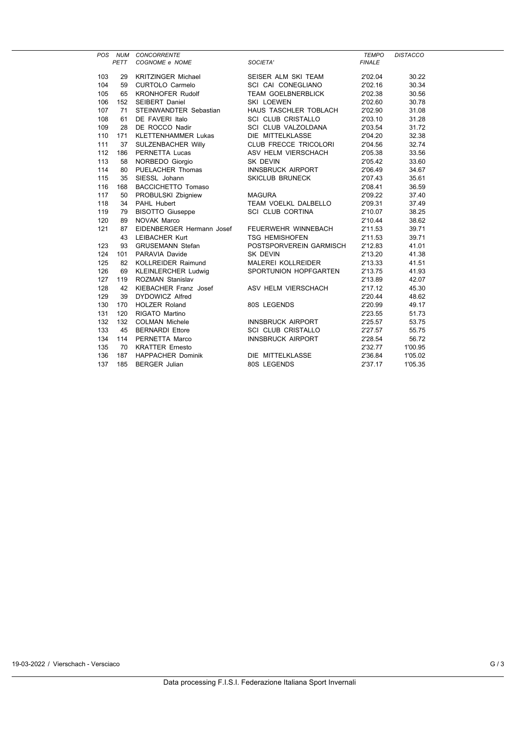| POS | NUM PETT | CONCORRENTE COGNOME e NOME | SOCIETA' | TEMPO FINALE | DISTACCO |
|---|---|---|---|---|---|
| 103 | 29 | KRITZINGER Michael | SEISER ALM SKI TEAM | 2'02.04 | 30.22 |
| 104 | 59 | CURTOLO Carmelo | SCI CAI CONEGLIANO | 2'02.16 | 30.34 |
| 105 | 65 | KRONHOFER Rudolf | TEAM GOELBNERBLICK | 2'02.38 | 30.56 |
| 106 | 152 | SEIBERT Daniel | SKI LOEWEN | 2'02.60 | 30.78 |
| 107 | 71 | STEINWANDTER Sebastian | HAUS TASCHLER TOBLACH | 2'02.90 | 31.08 |
| 108 | 61 | DE FAVERI Italo | SCI CLUB CRISTALLO | 2'03.10 | 31.28 |
| 109 | 28 | DE ROCCO Nadir | SCI CLUB VALZOLDANA | 2'03.54 | 31.72 |
| 110 | 171 | KLETTENHAMMER Lukas | DIE MITTELKLASSE | 2'04.20 | 32.38 |
| 111 | 37 | SULZENBACHER Willy | CLUB FRECCE TRICOLORI | 2'04.56 | 32.74 |
| 112 | 186 | PERNETTA Lucas | ASV HELM VIERSCHACH | 2'05.38 | 33.56 |
| 113 | 58 | NORBEDO Giorgio | SK DEVIN | 2'05.42 | 33.60 |
| 114 | 80 | PUELACHER Thomas | INNSBRUCK AIRPORT | 2'06.49 | 34.67 |
| 115 | 35 | SIESSL Johann | SKICLUB BRUNECK | 2'07.43 | 35.61 |
| 116 | 168 | BACCICHETTO Tomaso | | 2'08.41 | 36.59 |
| 117 | 50 | PROBULSKI Zbigniew | MAGURA | 2'09.22 | 37.40 |
| 118 | 34 | PAHL Hubert | TEAM VOELKL DALBELLO | 2'09.31 | 37.49 |
| 119 | 79 | BISOTTO Giuseppe | SCI CLUB CORTINA | 2'10.07 | 38.25 |
| 120 | 89 | NOVAK Marco | | 2'10.44 | 38.62 |
| 121 | 87 | EIDENBERGER Hermann Josef | FEUERWEHR WINNEBACH | 2'11.53 | 39.71 |
| | 43 | LEIBACHER Kurt | TSG HEMISHOFEN | 2'11.53 | 39.71 |
| 123 | 93 | GRUSEMANN Stefan | POSTSPORVEREIN GARMISCH | 2'12.83 | 41.01 |
| 124 | 101 | PARAVIA Davide | SK DEVIN | 2'13.20 | 41.38 |
| 125 | 82 | KOLLREIDER Raimund | MALEREI KOLLREIDER | 2'13.33 | 41.51 |
| 126 | 69 | KLEINLERCHER Ludwig | SPORTUNION HOPFGARTEN | 2'13.75 | 41.93 |
| 127 | 119 | ROZMAN Stanislav | | 2'13.89 | 42.07 |
| 128 | 42 | KIEBACHER Franz Josef | ASV HELM VIERSCHACH | 2'17.12 | 45.30 |
| 129 | 39 | DYDOWICZ Alfred | | 2'20.44 | 48.62 |
| 130 | 170 | HOLZER Roland | 80S LEGENDS | 2'20.99 | 49.17 |
| 131 | 120 | RIGATO Martino | | 2'23.55 | 51.73 |
| 132 | 132 | COLMAN Michele | INNSBRUCK AIRPORT | 2'25.57 | 53.75 |
| 133 | 45 | BERNARDI Ettore | SCI CLUB CRISTALLO | 2'27.57 | 55.75 |
| 134 | 114 | PERNETTA Marco | INNSBRUCK AIRPORT | 2'28.54 | 56.72 |
| 135 | 70 | KRATTER Ernesto | | 2'32.77 | 1'00.95 |
| 136 | 187 | HAPPACHER Dominik | DIE MITTELKLASSE | 2'36.84 | 1'05.02 |
| 137 | 185 | BERGER Julian | 80S LEGENDS | 2'37.17 | 1'05.35 |

19-03-2022 / Vierschach - Versciaco

Data processing F.I.S.I. Federazione Italiana Sport Invernali